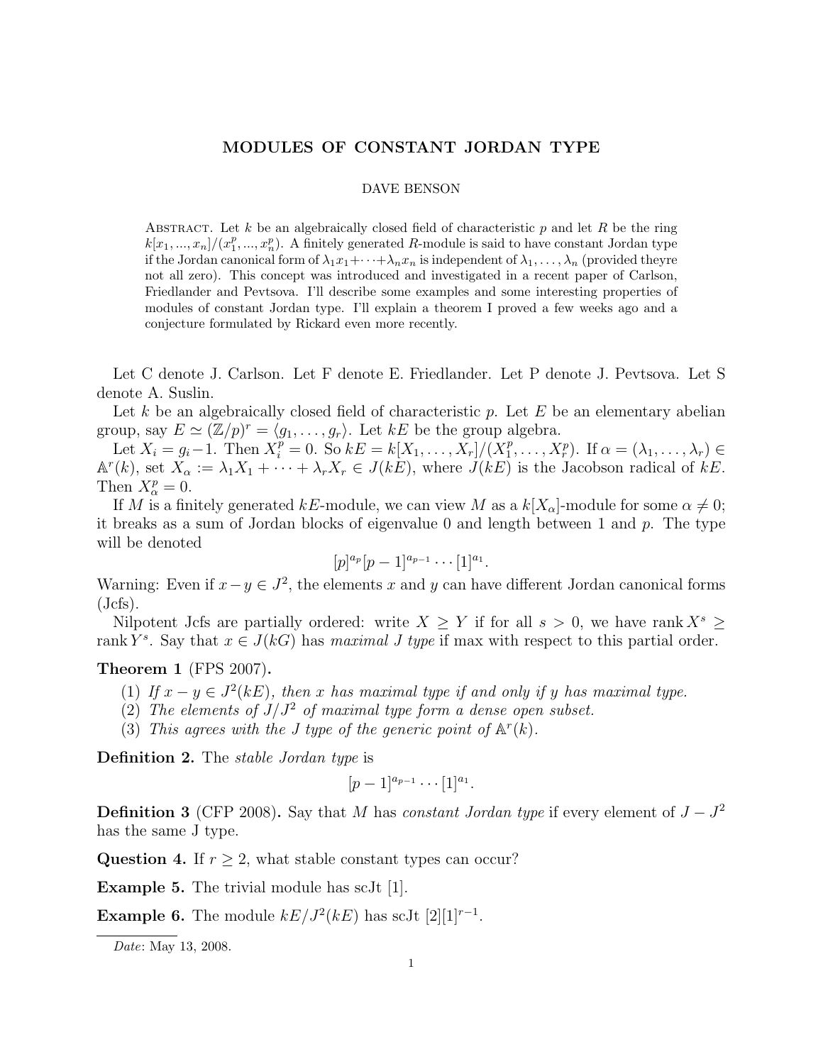# MODULES OF CONSTANT JORDAN TYPE

DAVE BENSON

Abstract. Let $k$ be an algebraically closed field of characteristic $p$ and let $R$ be the ring $k[x_1, ..., x_n]/(x_1^p, ..., x_n^p)$. A finitely generated $R$-module is said to have constant Jordan type if the Jordan canonical form of $\lambda_1 x_1 + \cdots + \lambda_n x_n$ is independent of $\lambda_1, \ldots, \lambda_n$ (provided theyre not all zero). This concept was introduced and investigated in a recent paper of Carlson, Friedlander and Pevtsova. I'll describe some examples and some interesting properties of modules of constant Jordan type. I'll explain a theorem I proved a few weeks ago and a conjecture formulated by Rickard even more recently.

Let C denote J. Carlson. Let F denote E. Friedlander. Let P denote J. Pevtsova. Let S denote A. Suslin.

Let $k$ be an algebraically closed field of characteristic $p$. Let $E$ be an elementary abelian group, say $E \simeq (\mathbb{Z}/p)^r = \langle g_1, \ldots, g_r \rangle$. Let $kE$ be the group algebra.

Let $X_i = g_i - 1$. Then $X_i^p = 0$. So $kE = k[X_1, \ldots, X_r]/(X_1^p, \ldots, X_r^p)$. If $\alpha = (\lambda_1, \ldots, \lambda_r) \in \mathbb{A}^r(k)$, set $X_\alpha := \lambda_1 X_1 + \cdots + \lambda_r X_r \in J(kE)$, where $J(kE)$ is the Jacobson radical of $kE$. Then $X_\alpha^p = 0$.

If $M$ is a finitely generated $kE$-module, we can view $M$ as a $k[X_\alpha]$-module for some $\alpha \neq 0$; it breaks as a sum of Jordan blocks of eigenvalue 0 and length between 1 and $p$. The type will be denoted

$$[p]^{a_p}[p-1]^{a_{p-1}} \cdots [1]^{a_1}.$$

Warning: Even if $x - y \in J^2$, the elements $x$ and $y$ can have different Jordan canonical forms (Jcfs).

Nilpotent Jcfs are partially ordered: write $X \geq Y$ if for all $s > 0$, we have $\operatorname{rank} X^s \geq \operatorname{rank} Y^s$. Say that $x \in J(kG)$ has *maximal J type* if max with respect to this partial order.

**Theorem 1** (FPS 2007)**.**

1. *If $x - y \in J^2(kE)$, then $x$ has maximal type if and only if $y$ has maximal type.*
2. *The elements of $J/J^2$ of maximal type form a dense open subset.*
3. *This agrees with the J type of the generic point of $\mathbb{A}^r(k)$.*

**Definition 2.** The *stable Jordan type* is

$$[p-1]^{a_{p-1}} \cdots [1]^{a_1}.$$

**Definition 3** (CFP 2008)**.** Say that $M$ has *constant Jordan type* if every element of $J - J^2$ has the same J type.

**Question 4.** If $r \geq 2$, what stable constant types can occur?

**Example 5.** The trivial module has scJt [1].

**Example 6.** The module $kE/J^2(kE)$ has scJt $[2][1]^{r-1}$.

*Date*: May 13, 2008.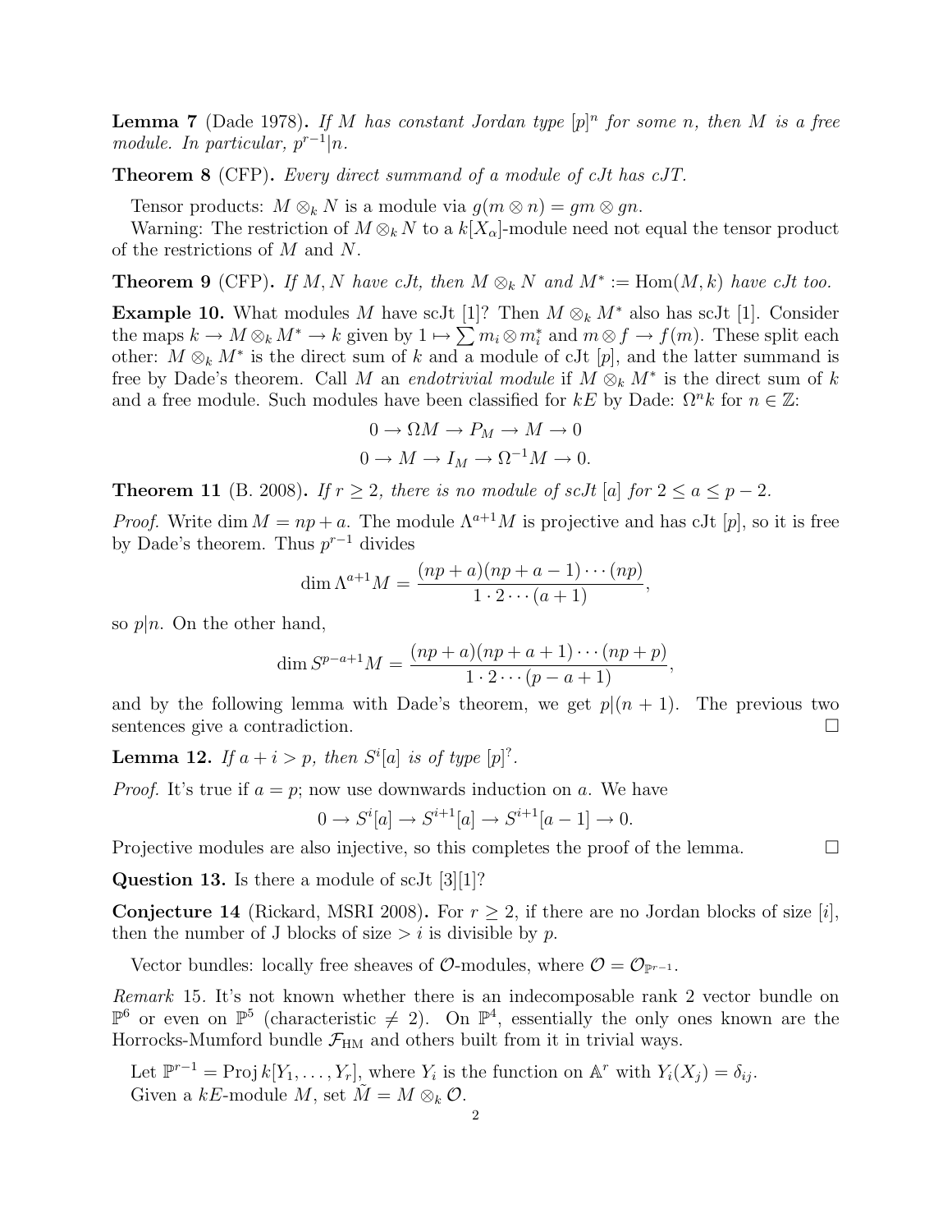**Lemma 7** (Dade 1978)**.** *If $M$ has constant Jordan type $[p]^n$ for some $n$, then $M$ is a free module. In particular, $p^{r-1}|n$.*

**Theorem 8** (CFP)**.** *Every direct summand of a module of cJt has cJT.*

Tensor products: $M \otimes_k N$ is a module via $g(m \otimes n) = gm \otimes gn$.

Warning: The restriction of $M \otimes_k N$ to a $k[X_\alpha]$-module need not equal the tensor product of the restrictions of $M$ and $N$.

**Theorem 9** (CFP)**.** *If $M, N$ have cJt, then $M \otimes_k N$ and $M^* := \operatorname{Hom}(M, k)$ have cJt too.*

**Example 10.** What modules $M$ have scJt [1]? Then $M \otimes_k M^*$ also has scJt [1]. Consider the maps $k \to M \otimes_k M^* \to k$ given by $1 \mapsto \sum m_i \otimes m_i^*$ and $m \otimes f \to f(m)$. These split each other: $M \otimes_k M^*$ is the direct sum of $k$ and a module of cJt $[p]$, and the latter summand is free by Dade's theorem. Call $M$ an *endotrivial module* if $M \otimes_k M^*$ is the direct sum of $k$ and a free module. Such modules have been classified for $kE$ by Dade: $\Omega^n k$ for $n \in \mathbb{Z}$:

$$0 \to \Omega M \to P_M \to M \to 0$$

$$0 \to M \to I_M \to \Omega^{-1} M \to 0.$$

**Theorem 11** (B. 2008)**.** *If $r \geq 2$, there is no module of scJt $[a]$ for $2 \leq a \leq p-2$.*

*Proof.* Write $\dim M = np + a$. The module $\Lambda^{a+1} M$ is projective and has cJt $[p]$, so it is free by Dade's theorem. Thus $p^{r-1}$ divides

$$\dim \Lambda^{a+1} M = \frac{(np+a)(np+a-1)\cdots(np)}{1 \cdot 2 \cdots (a+1)},$$

so $p|n$. On the other hand,

$$\dim S^{p-a+1} M = \frac{(np+a)(np+a+1)\cdots(np+p)}{1 \cdot 2 \cdots (p-a+1)},$$

and by the following lemma with Dade's theorem, we get $p|(n+1)$. The previous two sentences give a contradiction. $\square$

**Lemma 12.** *If $a + i > p$, then $S^i[a]$ is of type $[p]^?$.*

*Proof.* It's true if $a = p$; now use downwards induction on $a$. We have

$$0 \to S^i[a] \to S^{i+1}[a] \to S^{i+1}[a-1] \to 0.$$

Projective modules are also injective, so this completes the proof of the lemma. $\square$

**Question 13.** Is there a module of scJt [3][1]?

**Conjecture 14** (Rickard, MSRI 2008)**.** For $r \geq 2$, if there are no Jordan blocks of size $[i]$, then the number of J blocks of size $> i$ is divisible by $p$.

Vector bundles: locally free sheaves of $\mathcal{O}$-modules, where $\mathcal{O} = \mathcal{O}_{\mathbb{P}^{r-1}}$.

*Remark* 15. It's not known whether there is an indecomposable rank 2 vector bundle on $\mathbb{P}^6$ or even on $\mathbb{P}^5$ (characteristic $\neq 2$). On $\mathbb{P}^4$, essentially the only ones known are the Horrocks-Mumford bundle $\mathcal{F}_{\mathrm{HM}}$ and others built from it in trivial ways.

Let $\mathbb{P}^{r-1} = \operatorname{Proj} k[Y_1, \ldots, Y_r]$, where $Y_i$ is the function on $\mathbb{A}^r$ with $Y_i(X_j) = \delta_{ij}$.

Given a $kE$-module $M$, set $\tilde{M} = M \otimes_k \mathcal{O}$.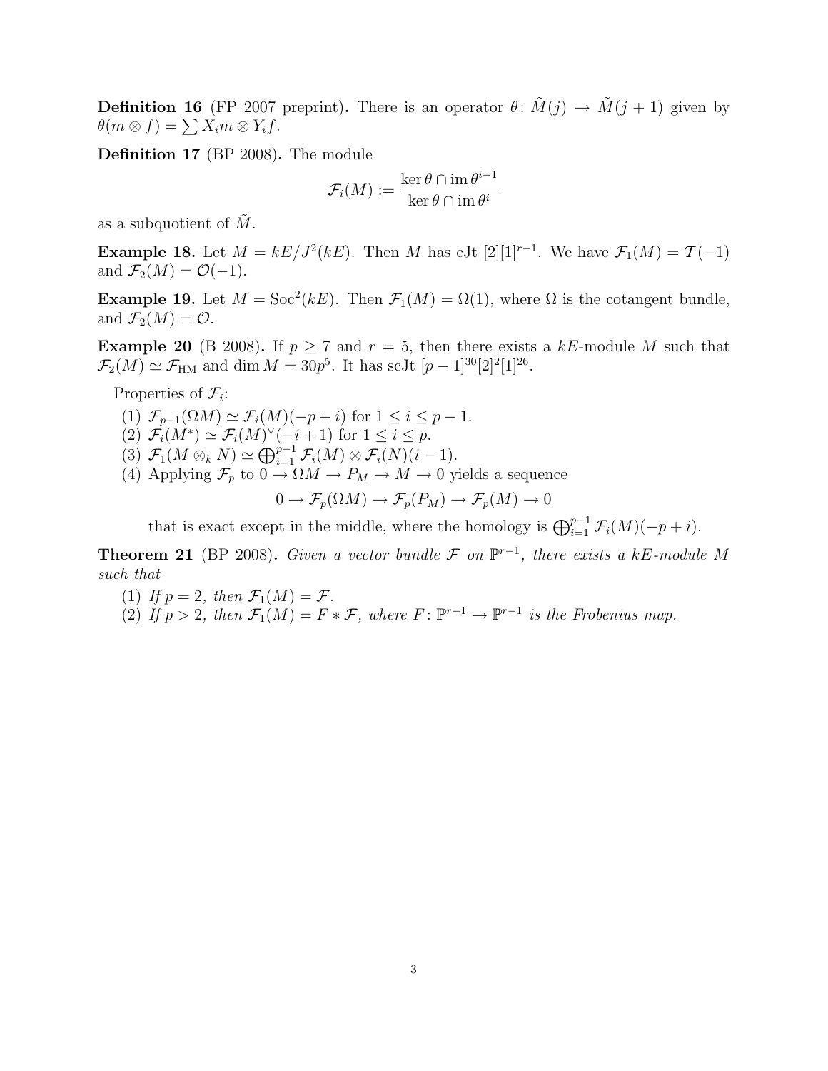**Definition 16** (FP 2007 preprint)**.** There is an operator $\theta\colon \tilde{M}(j) \to \tilde{M}(j+1)$ given by $\theta(m \otimes f) = \sum X_i m \otimes Y_i f$.

**Definition 17** (BP 2008)**.** The module

$$\mathcal{F}_i(M) := \frac{\ker\theta \cap \operatorname{im}\theta^{i-1}}{\ker\theta \cap \operatorname{im}\theta^{i}}$$

as a subquotient of $\tilde{M}$.

**Example 18.** Let $M = kE/J^2(kE)$. Then $M$ has cJt $[2][1]^{r-1}$. We have $\mathcal{F}_1(M) = \mathcal{T}(-1)$ and $\mathcal{F}_2(M) = \mathcal{O}(-1)$.

**Example 19.** Let $M = \operatorname{Soc}^2(kE)$. Then $\mathcal{F}_1(M) = \Omega(1)$, where $\Omega$ is the cotangent bundle, and $\mathcal{F}_2(M) = \mathcal{O}$.

**Example 20** (B 2008)**.** If $p \geq 7$ and $r = 5$, then there exists a $kE$-module $M$ such that $\mathcal{F}_2(M) \simeq \mathcal{F}_{\mathrm{HM}}$ and $\dim M = 30p^5$. It has scJt $[p-1]^{30}[2]^2[1]^{26}$.

Properties of $\mathcal{F}_i$:

1. $\mathcal{F}_{p-1}(\Omega M) \simeq \mathcal{F}_i(M)(-p+i)$ for $1 \leq i \leq p-1$.
2. $\mathcal{F}_i(M^*) \simeq \mathcal{F}_i(M)^\vee(-i+1)$ for $1 \leq i \leq p$.
3. $\mathcal{F}_1(M \otimes_k N) \simeq \bigoplus_{i=1}^{p-1} \mathcal{F}_i(M) \otimes \mathcal{F}_i(N)(i-1)$.
4. Applying $\mathcal{F}_p$ to $0 \to \Omega M \to P_M \to M \to 0$ yields a sequence

   $$0 \to \mathcal{F}_p(\Omega M) \to \mathcal{F}_p(P_M) \to \mathcal{F}_p(M) \to 0$$

   that is exact except in the middle, where the homology is $\bigoplus_{i=1}^{p-1} \mathcal{F}_i(M)(-p+i)$.

**Theorem 21** (BP 2008)**.** *Given a vector bundle $\mathcal{F}$ on $\mathbb{P}^{r-1}$, there exists a $kE$-module $M$ such that*

1. *If $p = 2$, then $\mathcal{F}_1(M) = \mathcal{F}$.*
2. *If $p > 2$, then $\mathcal{F}_1(M) = F * \mathcal{F}$, where $F\colon \mathbb{P}^{r-1} \to \mathbb{P}^{r-1}$ is the Frobenius map.*